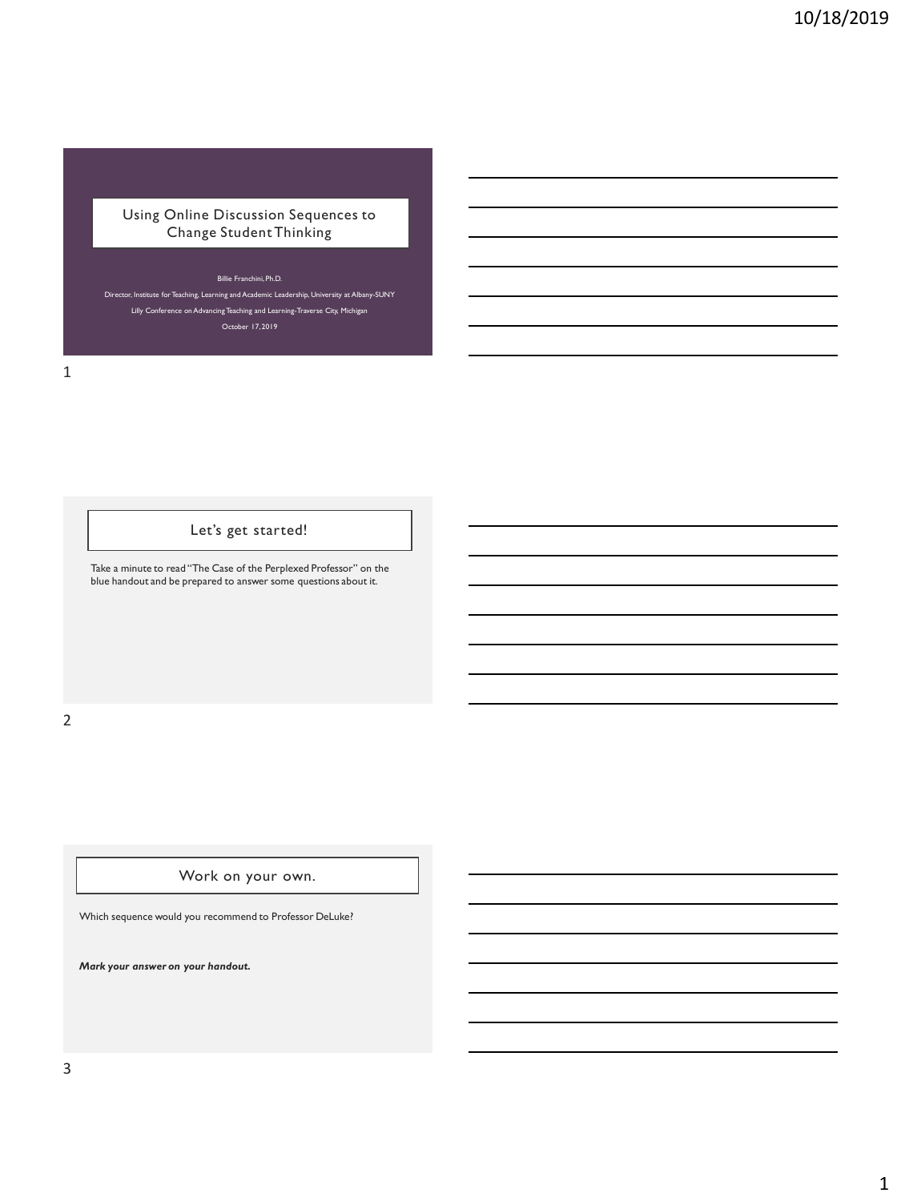# Using Online Discussion Sequences to Change Student Thinking

Billie Franchini, Ph.D.

Director, Institute for Teaching, Learning and Academic Leadership, University at Albany-SUNY

Lilly Conference on Advancing Teaching and Learning-Traverse City, Michigan

October 17, 2019

## Let's get started!

Take a minute to read "The Case of the Perplexed Professor" on the blue handout and be prepared to answer some questions about it.

## Work on your own.

Which sequence would you recommend to Professor DeLuke?

***Mark your answer on your handout.***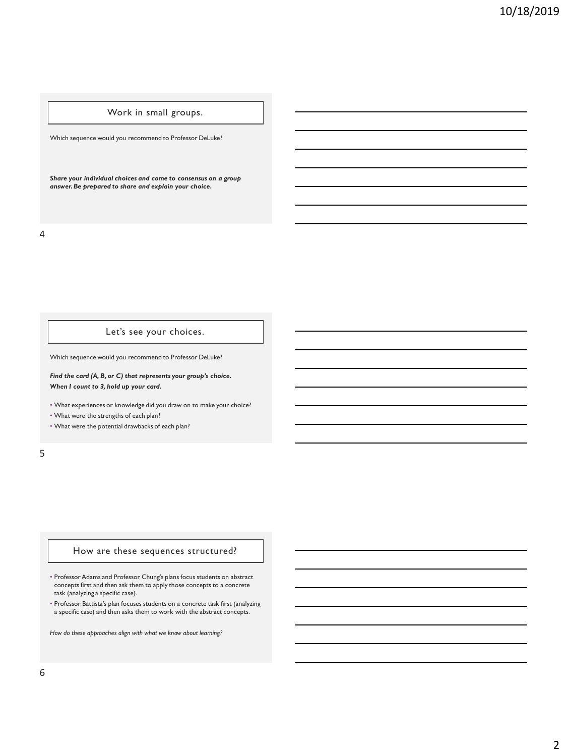## Work in small groups.

Which sequence would you recommend to Professor DeLuke?

***Share your individual choices and come to consensus on a group answer. Be prepared to share and explain your choice.***

## Let's see your choices.

Which sequence would you recommend to Professor DeLuke?

***Find the card (A, B, or C) that represents your group's choice.***
***When I count to 3, hold up your card.***

- What experiences or knowledge did you draw on to make your choice?
- What were the strengths of each plan?
- What were the potential drawbacks of each plan?

## How are these sequences structured?

- Professor Adams and Professor Chung's plans focus students on abstract concepts first and then ask them to apply those concepts to a concrete task (analyzing a specific case).
- Professor Battista's plan focuses students on a concrete task first (analyzing a specific case) and then asks them to work with the abstract concepts.

*How do these approaches align with what we know about learning?*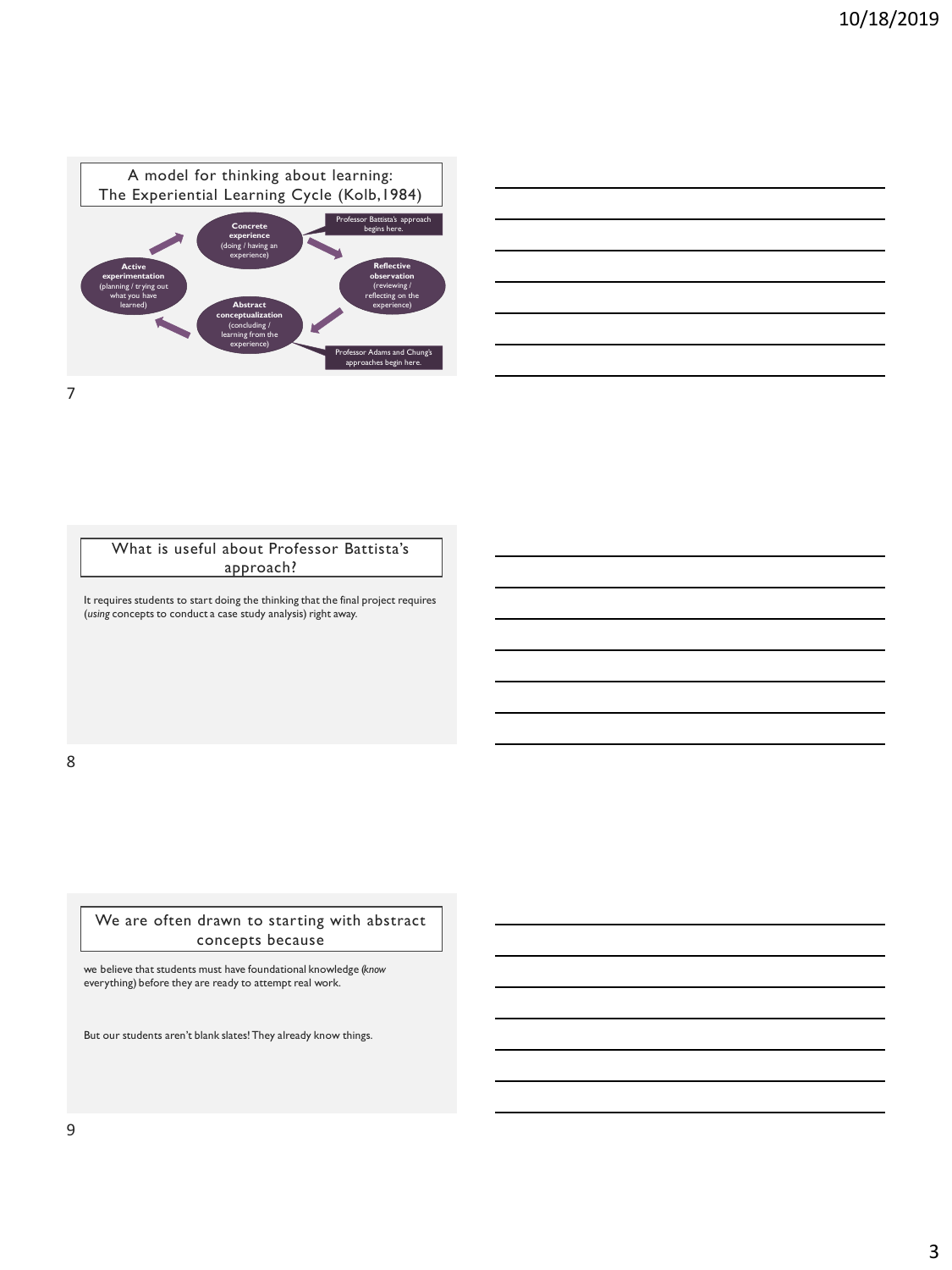## A model for thinking about learning: The Experiential Learning Cycle (Kolb, 1984)

**Concrete experience** (doing / having an experience)

Professor Battista's approach begins here.

**Reflective observation** (reviewing / reflecting on the experience)

**Abstract conceptualization** (concluding / learning from the experience)

Professor Adams and Chung's approaches begin here.

**Active experimentation** (planning / trying out what you have learned)

## What is useful about Professor Battista's approach?

It requires students to start doing the thinking that the final project requires (*using* concepts to conduct a case study analysis) right away.

## We are often drawn to starting with abstract concepts because

we believe that students must have foundational knowledge (*know* everything) before they are ready to attempt real work.

But our students aren't blank slates! They already know things.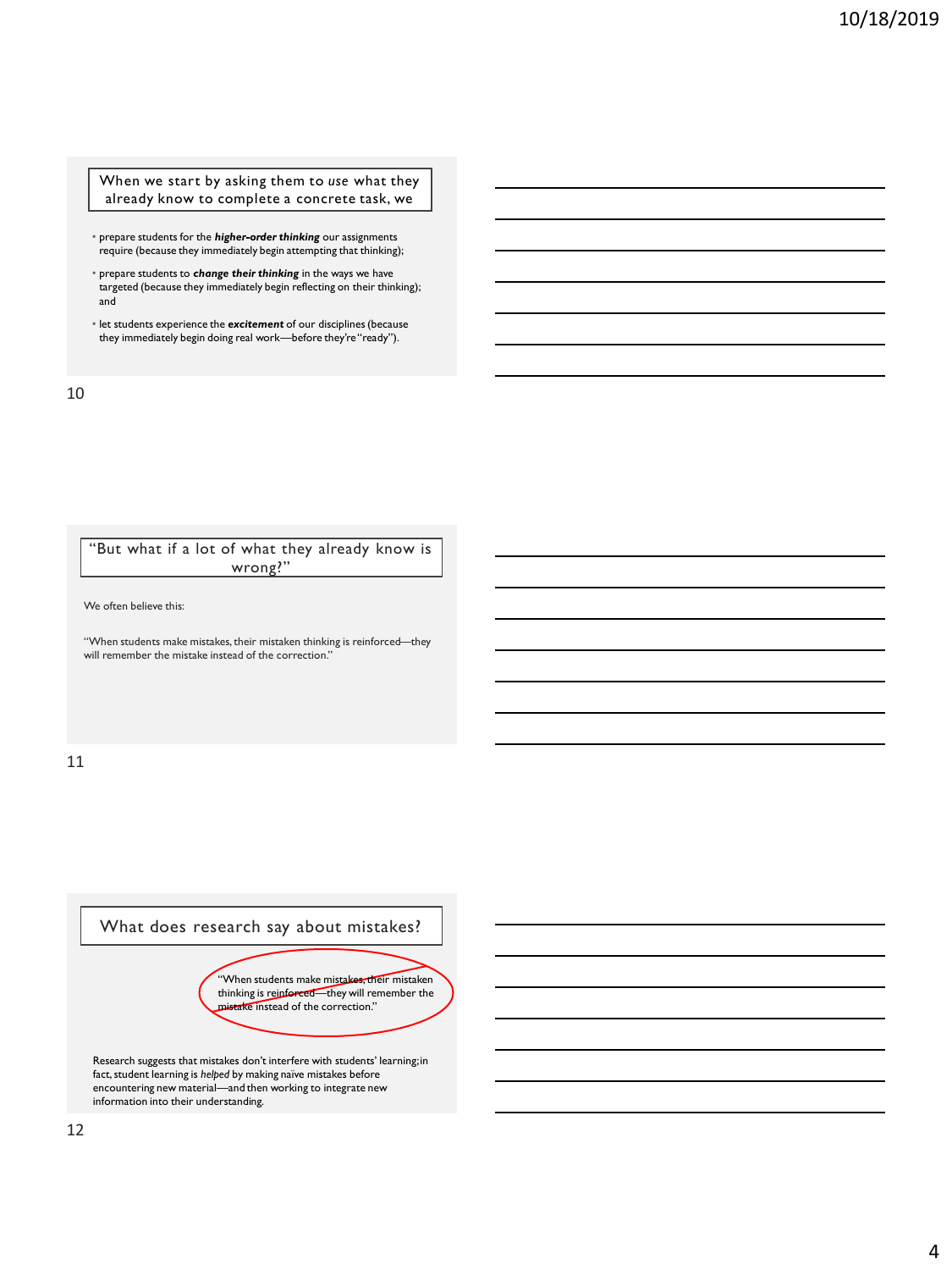## When we start by asking them to *use* what they already know to complete a concrete task, we

- prepare students for the ***higher-order thinking*** our assignments require (because they immediately begin attempting that thinking);
- prepare students to ***change their thinking*** in the ways we have targeted (because they immediately begin reflecting on their thinking); and
- let students experience the ***excitement*** of our disciplines (because they immediately begin doing real work—before they're "ready").

## "But what if a lot of what they already know is wrong?"

We often believe this:

"When students make mistakes, their mistaken thinking is reinforced—they will remember the mistake instead of the correction."

## What does research say about mistakes?

~~"When students make mistakes, their mistaken thinking is reinforced—they will remember the mistake instead of the correction."~~

Research suggests that mistakes don't interfere with students' learning; in fact, student learning is *helped* by making naïve mistakes before encountering new material—and then working to integrate new information into their understanding.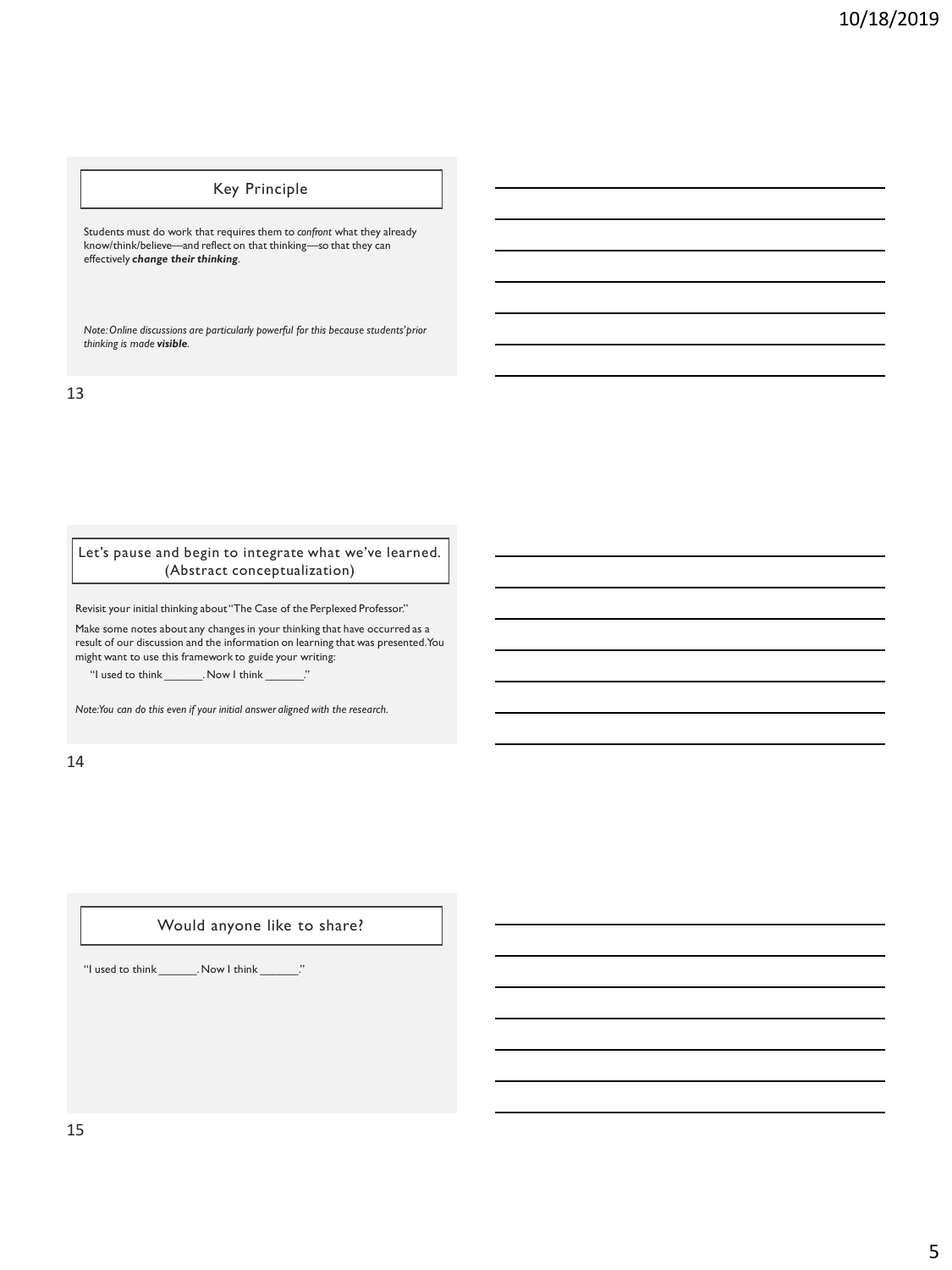## Key Principle

Students must do work that requires them to *confront* what they already know/think/believe—and reflect on that thinking—so that they can effectively ***change their thinking***.

*Note: Online discussions are particularly powerful for this because students' prior thinking is made **visible**.*

## Let's pause and begin to integrate what we've learned. (Abstract conceptualization)

Revisit your initial thinking about "The Case of the Perplexed Professor."

Make some notes about any changes in your thinking that have occurred as a result of our discussion and the information on learning that was presented. You might want to use this framework to guide your writing:

"I used to think ______. Now I think ______."

*Note: You can do this even if your initial answer aligned with the research.*

## Would anyone like to share?

"I used to think ______. Now I think ______."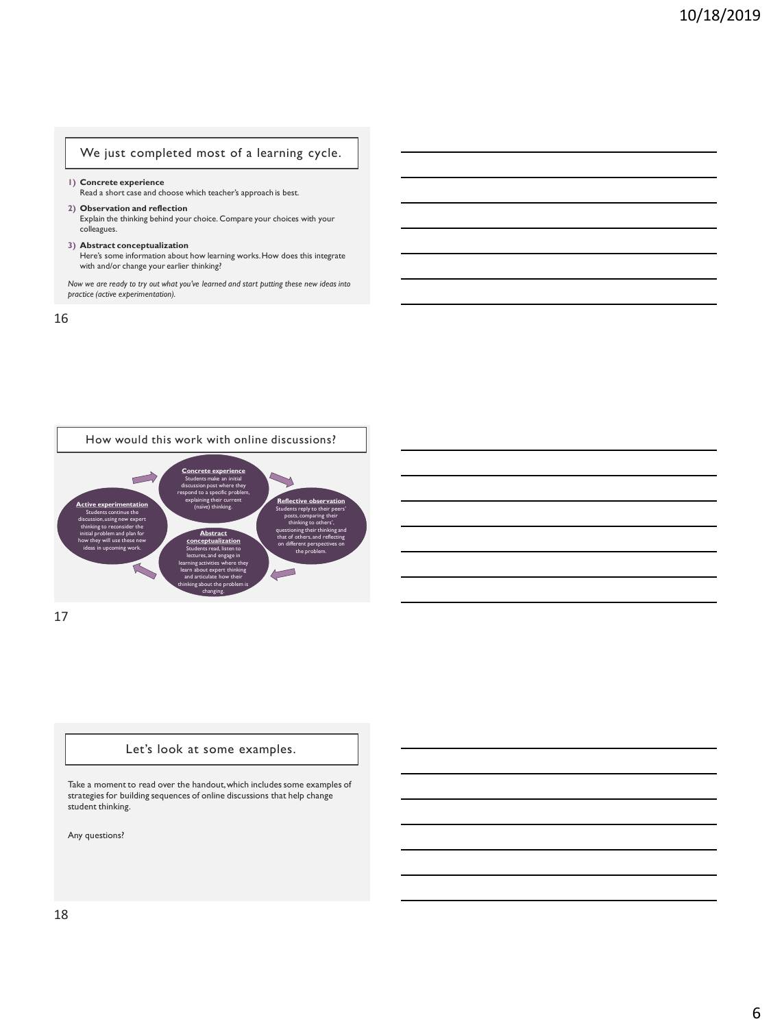## We just completed most of a learning cycle.

1) **Concrete experience**
   Read a short case and choose which teacher's approach is best.
2) **Observation and reflection**
   Explain the thinking behind your choice. Compare your choices with your colleagues.
3) **Abstract conceptualization**
   Here's some information about how learning works. How does this integrate with and/or change your earlier thinking?

*Now we are ready to try out what you've learned and start putting these new ideas into practice (active experimentation).*

## How would this work with online discussions?

**Concrete experience**
Students make an initial discussion post where they respond to a specific problem, explaining their current (naive) thinking.

**Reflective observation**
Students reply to their peers' posts, comparing their thinking to others', questioning their thinking and that of others, and reflecting on different perspectives on the problem.

**Abstract conceptualization**
Students read, listen to lectures, and engage in learning activities where they learn about expert thinking and articulate how their thinking about the problem is changing.

**Active experimentation**
Students continue the discussion, using new expert thinking to reconsider the initial problem and plan for how they will use these new ideas in upcoming work.

## Let's look at some examples.

Take a moment to read over the handout, which includes some examples of strategies for building sequences of online discussions that help change student thinking.

Any questions?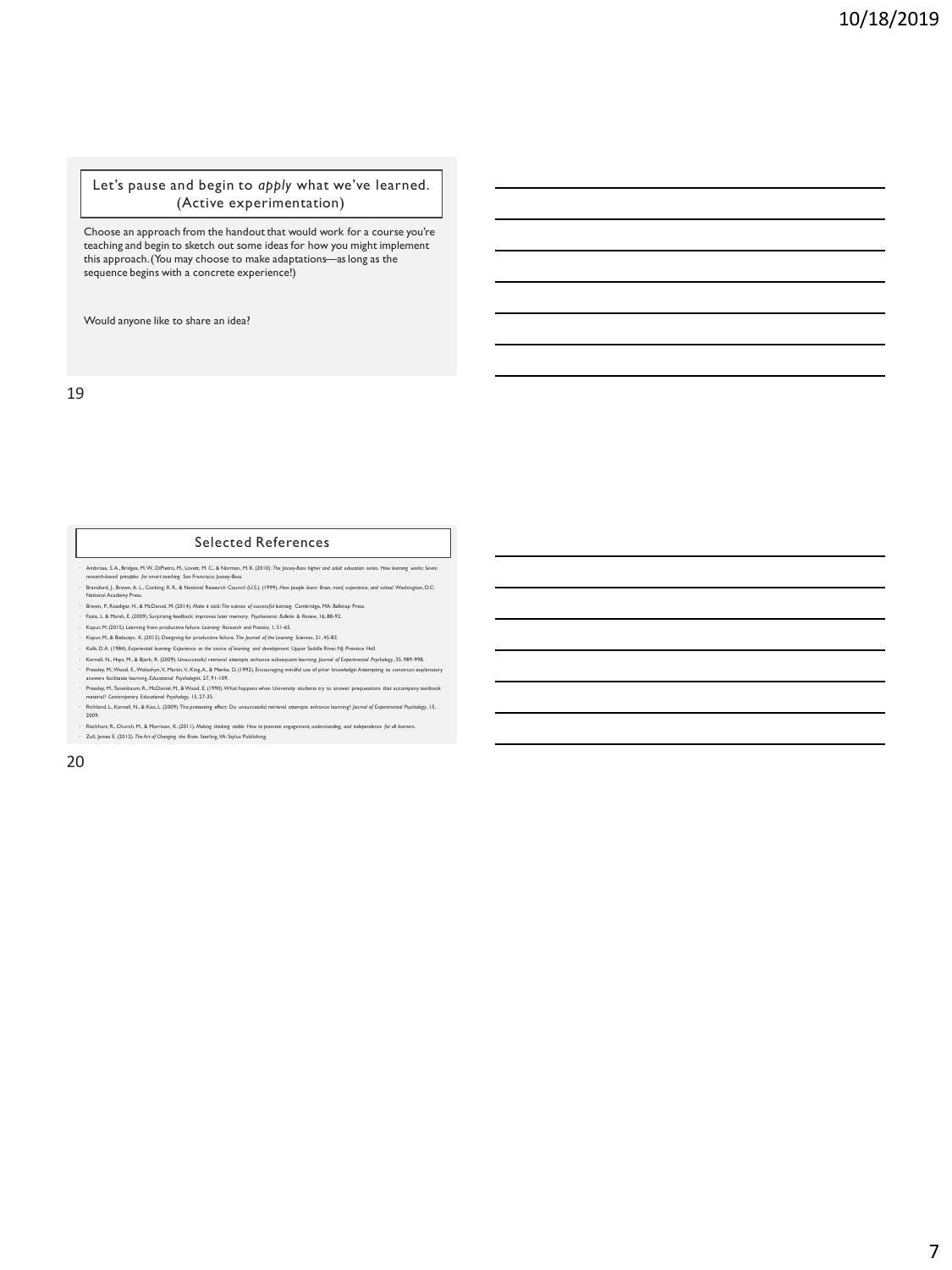## Let's pause and begin to *apply* what we've learned. (Active experimentation)

Choose an approach from the handout that would work for a course you're teaching and begin to sketch out some ideas for how you might implement this approach. (You may choose to make adaptations—as long as the sequence begins with a concrete experience!)

Would anyone like to share an idea?

## Selected References

- Ambrose, S. A., Bridges, M. W., DiPietro, M., Lovett, M. C., & Norman, M. K. (2010). *The Jossey-Bass higher and adult education series. How learning works: Seven research-based principles for smart teaching.* San Francisco: Jossey-Bass.
- Bransford, J., Brown, A. L., Cocking, R. R., & National Research Council (U.S.). (1999). *How people learn: Brain, mind, experience, and school.* Washington, D.C: National Academy Press.
- Brown, P., Roediger, H., & McDaniel, M. (2014). *Make it stick: The science of successful learning.* Cambridge, MA: Belknap Press.
- Fazio, L. & Marsh, E. (2009). Surprising feedback improves later memory. *Psychonomic Bulletin & Review*, 16, 88-92.
- Kapur, M. (2015). Learning from productive failure. *Learning: Research and Practice*, 1, 51-65.
- Kapur, M., & Bielaczyc, K. (2012). Designing for productive failure. *The Journal of the Learning Sciences*, 21, 45-83.
- Kolb, D. A. (1984). *Experiential learning: Experience as the source of learning and development.* Upper Saddle River, NJ: Prentice Hall.
- Kornell, N., Hays, M., & Bjork, R. (2009). Unsuccessful retrieval attempts enhance subsequent learning. *Journal of Experimental Psychology*, 35, 989-998.
- Pressley, M., Wood, E., Woloshyn, V., Martin, V., King, A., & Menke, D. (1992). Encouraging mindful use of prior knowledge: Attempting to construct explanatory answers facilitates learning. *Educational Psychologist*, 27, 91-109.
- Pressley, M., Tanenbaum, R., McDaniel, M., & Wood, E. (1990). What happens when University students try to answer prequestions that accompany textbook material? *Contemporary Educational Psychology*, 15, 27-35.
- Richland, L., Kornell, N., & Kao, L. (2009). The pretesting effect: Do unsuccessful retrieval attempts enhance learning? *Journal of Experimental Psychology*, 15, 2009.
- Ritchhart, R., Church, M., & Morrison, K. (2011). *Making thinking visible: How to promote engagement, understanding, and independence for all learners.*
- Zull, James E. (2012). *The Art of Changing the Brain.* Sterling, VA: Stylus Publishing.